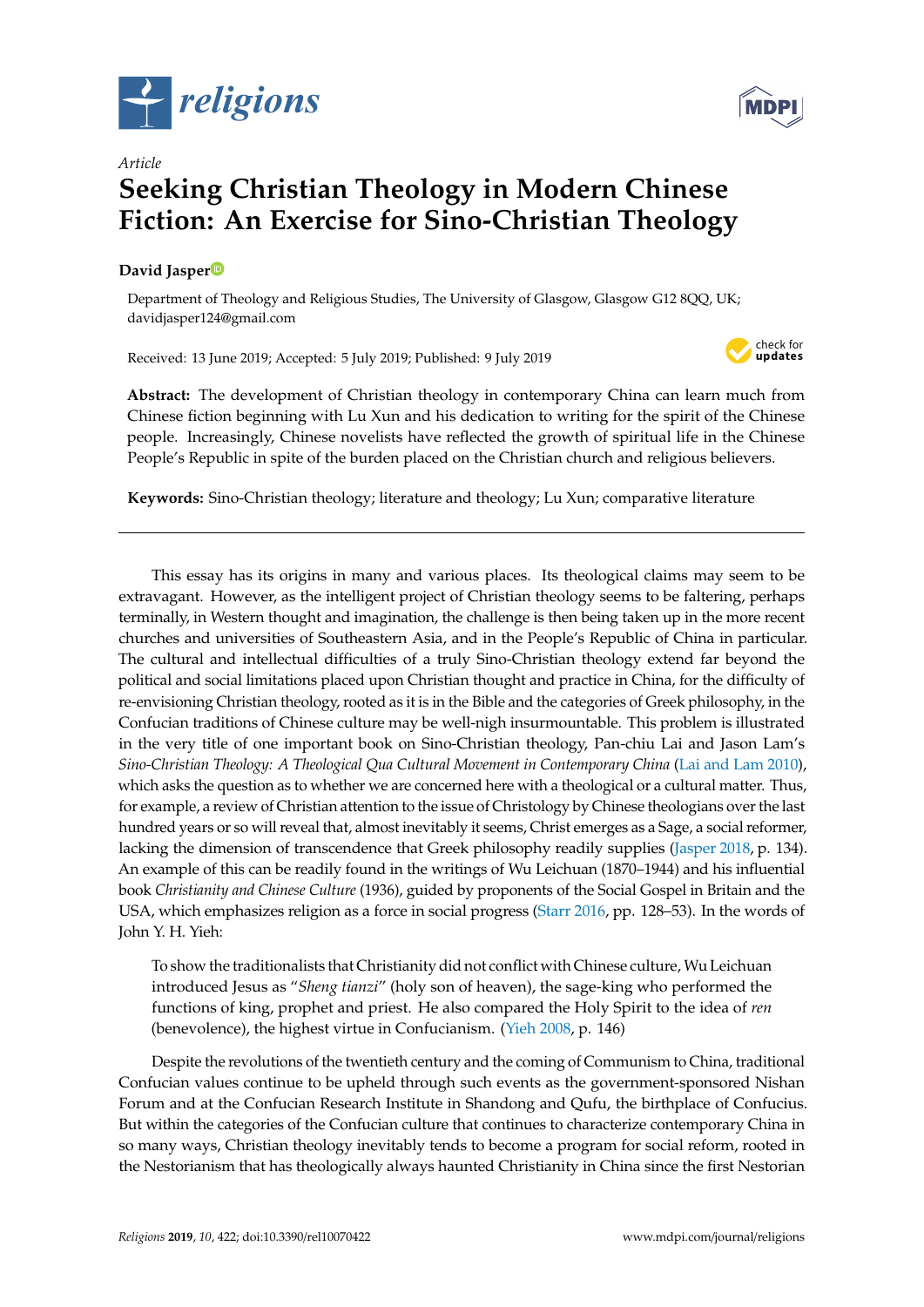*Article*

# Seeking Christian Theology in Modern Chinese Fiction: An Exercise for Sino-Christian Theology

**David Jasper**

Department of Theology and Religious Studies, The University of Glasgow, Glasgow G12 8QQ, UK; davidjasper124@gmail.com

Received: 13 June 2019; Accepted: 5 July 2019; Published: 9 July 2019

**Abstract:** The development of Christian theology in contemporary China can learn much from Chinese fiction beginning with Lu Xun and his dedication to writing for the spirit of the Chinese people. Increasingly, Chinese novelists have reflected the growth of spiritual life in the Chinese People's Republic in spite of the burden placed on the Christian church and religious believers.

**Keywords:** Sino-Christian theology; literature and theology; Lu Xun; comparative literature

---

This essay has its origins in many and various places. Its theological claims may seem to be extravagant. However, as the intelligent project of Christian theology seems to be faltering, perhaps terminally, in Western thought and imagination, the challenge is then being taken up in the more recent churches and universities of Southeastern Asia, and in the People's Republic of China in particular. The cultural and intellectual difficulties of a truly Sino-Christian theology extend far beyond the political and social limitations placed upon Christian thought and practice in China, for the difficulty of re-envisioning Christian theology, rooted as it is in the Bible and the categories of Greek philosophy, in the Confucian traditions of Chinese culture may be well-nigh insurmountable. This problem is illustrated in the very title of one important book on Sino-Christian theology, Pan-chiu Lai and Jason Lam's *Sino-Christian Theology: A Theological Qua Cultural Movement in Contemporary China* (Lai and Lam 2010), which asks the question as to whether we are concerned here with a theological or a cultural matter. Thus, for example, a review of Christian attention to the issue of Christology by Chinese theologians over the last hundred years or so will reveal that, almost inevitably it seems, Christ emerges as a Sage, a social reformer, lacking the dimension of transcendence that Greek philosophy readily supplies (Jasper 2018, p. 134). An example of this can be readily found in the writings of Wu Leichuan (1870–1944) and his influential book *Christianity and Chinese Culture* (1936), guided by proponents of the Social Gospel in Britain and the USA, which emphasizes religion as a force in social progress (Starr 2016, pp. 128–53). In the words of John Y. H. Yieh:

> To show the traditionalists that Christianity did not conflict with Chinese culture, Wu Leichuan introduced Jesus as "*Sheng tianzi*" (holy son of heaven), the sage-king who performed the functions of king, prophet and priest. He also compared the Holy Spirit to the idea of *ren* (benevolence), the highest virtue in Confucianism. (Yieh 2008, p. 146)

Despite the revolutions of the twentieth century and the coming of Communism to China, traditional Confucian values continue to be upheld through such events as the government-sponsored Nishan Forum and at the Confucian Research Institute in Shandong and Qufu, the birthplace of Confucius. But within the categories of the Confucian culture that continues to characterize contemporary China in so many ways, Christian theology inevitably tends to become a program for social reform, rooted in the Nestorianism that has theologically always haunted Christianity in China since the first Nestorian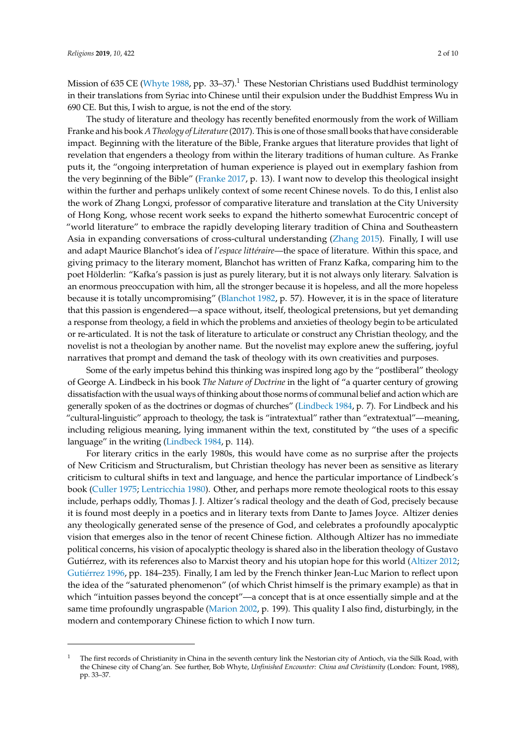Mission of 635 CE (Whyte 1988, pp. 33–37).[1] These Nestorian Christians used Buddhist terminology in their translations from Syriac into Chinese until their expulsion under the Buddhist Empress Wu in 690 CE. But this, I wish to argue, is not the end of the story.

The study of literature and theology has recently benefited enormously from the work of William Franke and his book *A Theology of Literature* (2017). This is one of those small books that have considerable impact. Beginning with the literature of the Bible, Franke argues that literature provides that light of revelation that engenders a theology from within the literary traditions of human culture. As Franke puts it, the "ongoing interpretation of human experience is played out in exemplary fashion from the very beginning of the Bible" (Franke 2017, p. 13). I want now to develop this theological insight within the further and perhaps unlikely context of some recent Chinese novels. To do this, I enlist also the work of Zhang Longxi, professor of comparative literature and translation at the City University of Hong Kong, whose recent work seeks to expand the hitherto somewhat Eurocentric concept of "world literature" to embrace the rapidly developing literary tradition of China and Southeastern Asia in expanding conversations of cross-cultural understanding (Zhang 2015). Finally, I will use and adapt Maurice Blanchot's idea of *l'espace littéraire*—the space of literature. Within this space, and giving primacy to the literary moment, Blanchot has written of Franz Kafka, comparing him to the poet Hölderlin: "Kafka's passion is just as purely literary, but it is not always only literary. Salvation is an enormous preoccupation with him, all the stronger because it is hopeless, and all the more hopeless because it is totally uncompromising" (Blanchot 1982, p. 57). However, it is in the space of literature that this passion is engendered—a space without, itself, theological pretensions, but yet demanding a response from theology, a field in which the problems and anxieties of theology begin to be articulated or re-articulated. It is not the task of literature to articulate or construct any Christian theology, and the novelist is not a theologian by another name. But the novelist may explore anew the suffering, joyful narratives that prompt and demand the task of theology with its own creativities and purposes.

Some of the early impetus behind this thinking was inspired long ago by the "postliberal" theology of George A. Lindbeck in his book *The Nature of Doctrine* in the light of "a quarter century of growing dissatisfaction with the usual ways of thinking about those norms of communal belief and action which are generally spoken of as the doctrines or dogmas of churches" (Lindbeck 1984, p. 7). For Lindbeck and his "cultural-linguistic" approach to theology, the task is "intratextual" rather than "extratextual"—meaning, including religious meaning, lying immanent within the text, constituted by "the uses of a specific language" in the writing (Lindbeck 1984, p. 114).

For literary critics in the early 1980s, this would have come as no surprise after the projects of New Criticism and Structuralism, but Christian theology has never been as sensitive as literary criticism to cultural shifts in text and language, and hence the particular importance of Lindbeck's book (Culler 1975; Lentricchia 1980). Other, and perhaps more remote theological roots to this essay include, perhaps oddly, Thomas J. J. Altizer's radical theology and the death of God, precisely because it is found most deeply in a poetics and in literary texts from Dante to James Joyce. Altizer denies any theologically generated sense of the presence of God, and celebrates a profoundly apocalyptic vision that emerges also in the tenor of recent Chinese fiction. Although Altizer has no immediate political concerns, his vision of apocalyptic theology is shared also in the liberation theology of Gustavo Gutiérrez, with its references also to Marxist theory and his utopian hope for this world (Altizer 2012; Gutiérrez 1996, pp. 184–235). Finally, I am led by the French thinker Jean-Luc Marion to reflect upon the idea of the "saturated phenomenon" (of which Christ himself is the primary example) as that in which "intuition passes beyond the concept"—a concept that is at once essentially simple and at the same time profoundly ungraspable (Marion 2002, p. 199). This quality I also find, disturbingly, in the modern and contemporary Chinese fiction to which I now turn.

---

[1] The first records of Christianity in China in the seventh century link the Nestorian city of Antioch, via the Silk Road, with the Chinese city of Chang'an. See further, Bob Whyte, *Unfinished Encounter: China and Christianity* (London: Fount, 1988), pp. 33–37.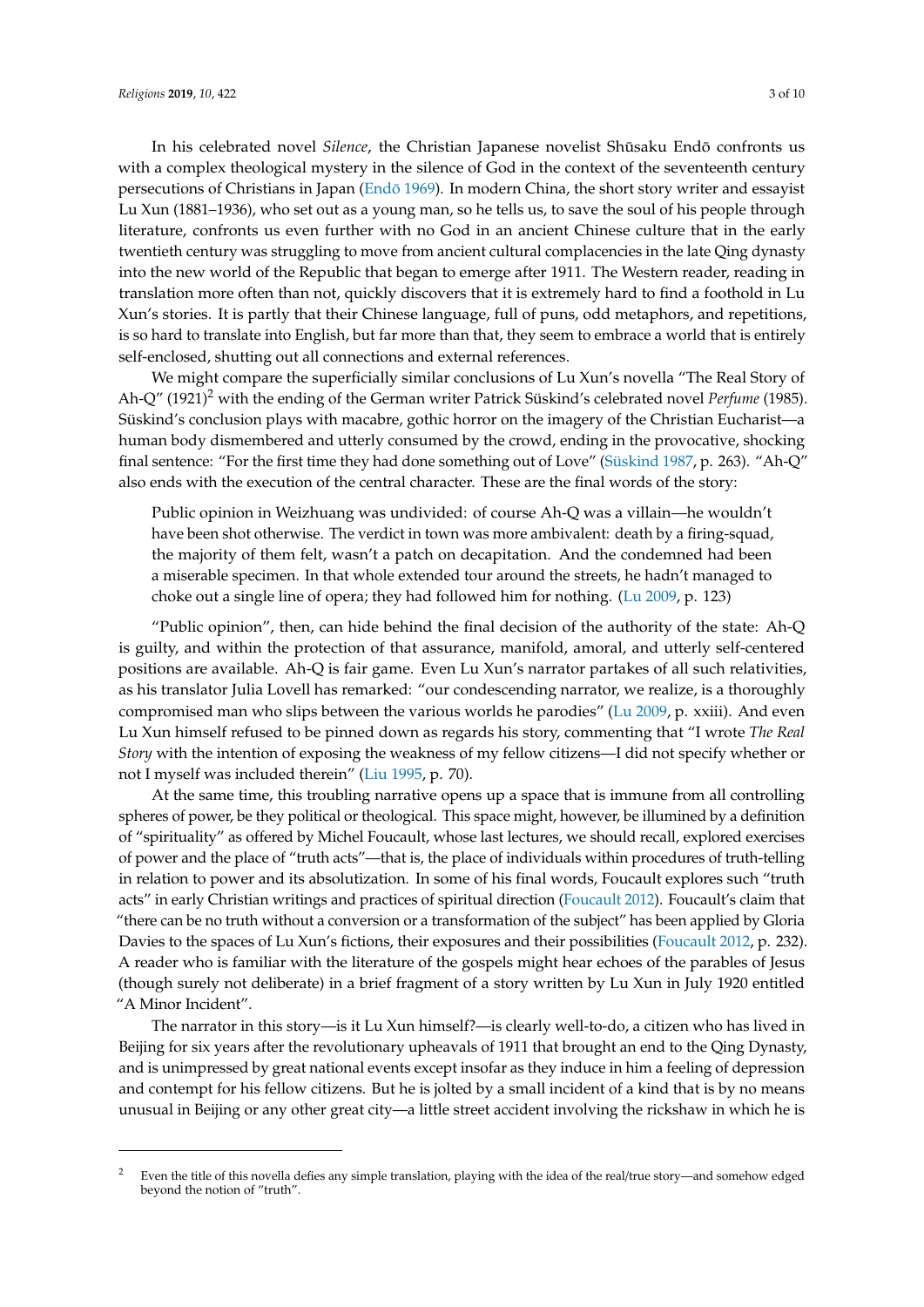In his celebrated novel *Silence*, the Christian Japanese novelist Shūsaku Endō confronts us with a complex theological mystery in the silence of God in the context of the seventeenth century persecutions of Christians in Japan (Endō 1969). In modern China, the short story writer and essayist Lu Xun (1881–1936), who set out as a young man, so he tells us, to save the soul of his people through literature, confronts us even further with no God in an ancient Chinese culture that in the early twentieth century was struggling to move from ancient cultural complacencies in the late Qing dynasty into the new world of the Republic that began to emerge after 1911. The Western reader, reading in translation more often than not, quickly discovers that it is extremely hard to find a foothold in Lu Xun's stories. It is partly that their Chinese language, full of puns, odd metaphors, and repetitions, is so hard to translate into English, but far more than that, they seem to embrace a world that is entirely self-enclosed, shutting out all connections and external references.

We might compare the superficially similar conclusions of Lu Xun's novella "The Real Story of Ah-Q" (1921)[2] with the ending of the German writer Patrick Süskind's celebrated novel *Perfume* (1985). Süskind's conclusion plays with macabre, gothic horror on the imagery of the Christian Eucharist—a human body dismembered and utterly consumed by the crowd, ending in the provocative, shocking final sentence: "For the first time they had done something out of Love" (Süskind 1987, p. 263). "Ah-Q" also ends with the execution of the central character. These are the final words of the story:

> Public opinion in Weizhuang was undivided: of course Ah-Q was a villain—he wouldn't have been shot otherwise. The verdict in town was more ambivalent: death by a firing-squad, the majority of them felt, wasn't a patch on decapitation. And the condemned had been a miserable specimen. In that whole extended tour around the streets, he hadn't managed to choke out a single line of opera; they had followed him for nothing. (Lu 2009, p. 123)

"Public opinion", then, can hide behind the final decision of the authority of the state: Ah-Q is guilty, and within the protection of that assurance, manifold, amoral, and utterly self-centered positions are available. Ah-Q is fair game. Even Lu Xun's narrator partakes of all such relativities, as his translator Julia Lovell has remarked: "our condescending narrator, we realize, is a thoroughly compromised man who slips between the various worlds he parodies" (Lu 2009, p. xxiii). And even Lu Xun himself refused to be pinned down as regards his story, commenting that "I wrote *The Real Story* with the intention of exposing the weakness of my fellow citizens—I did not specify whether or not I myself was included therein" (Liu 1995, p. 70).

At the same time, this troubling narrative opens up a space that is immune from all controlling spheres of power, be they political or theological. This space might, however, be illumined by a definition of "spirituality" as offered by Michel Foucault, whose last lectures, we should recall, explored exercises of power and the place of "truth acts"—that is, the place of individuals within procedures of truth-telling in relation to power and its absolutization. In some of his final words, Foucault explores such "truth acts" in early Christian writings and practices of spiritual direction (Foucault 2012). Foucault's claim that "there can be no truth without a conversion or a transformation of the subject" has been applied by Gloria Davies to the spaces of Lu Xun's fictions, their exposures and their possibilities (Foucault 2012, p. 232). A reader who is familiar with the literature of the gospels might hear echoes of the parables of Jesus (though surely not deliberate) in a brief fragment of a story written by Lu Xun in July 1920 entitled "A Minor Incident".

The narrator in this story—is it Lu Xun himself?—is clearly well-to-do, a citizen who has lived in Beijing for six years after the revolutionary upheavals of 1911 that brought an end to the Qing Dynasty, and is unimpressed by great national events except insofar as they induce in him a feeling of depression and contempt for his fellow citizens. But he is jolted by a small incident of a kind that is by no means unusual in Beijing or any other great city—a little street accident involving the rickshaw in which he is

---

[2] Even the title of this novella defies any simple translation, playing with the idea of the real/true story—and somehow edged beyond the notion of "truth".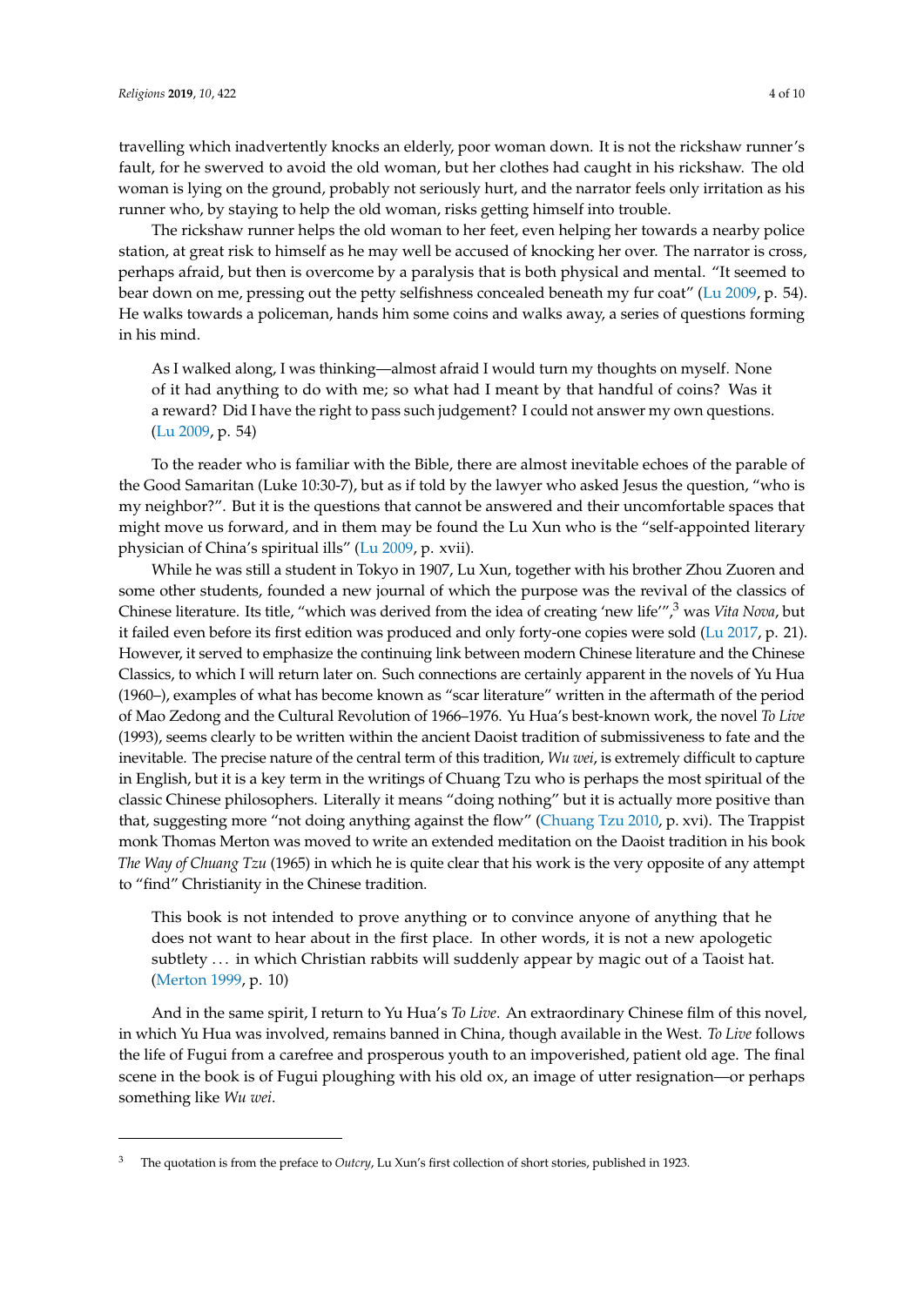travelling which inadvertently knocks an elderly, poor woman down. It is not the rickshaw runner's fault, for he swerved to avoid the old woman, but her clothes had caught in his rickshaw. The old woman is lying on the ground, probably not seriously hurt, and the narrator feels only irritation as his runner who, by staying to help the old woman, risks getting himself into trouble.

The rickshaw runner helps the old woman to her feet, even helping her towards a nearby police station, at great risk to himself as he may well be accused of knocking her over. The narrator is cross, perhaps afraid, but then is overcome by a paralysis that is both physical and mental. "It seemed to bear down on me, pressing out the petty selfishness concealed beneath my fur coat" (Lu 2009, p. 54). He walks towards a policeman, hands him some coins and walks away, a series of questions forming in his mind.

> As I walked along, I was thinking—almost afraid I would turn my thoughts on myself. None of it had anything to do with me; so what had I meant by that handful of coins? Was it a reward? Did I have the right to pass such judgement? I could not answer my own questions. (Lu 2009, p. 54)

To the reader who is familiar with the Bible, there are almost inevitable echoes of the parable of the Good Samaritan (Luke 10:30-7), but as if told by the lawyer who asked Jesus the question, "who is my neighbor?". But it is the questions that cannot be answered and their uncomfortable spaces that might move us forward, and in them may be found the Lu Xun who is the "self-appointed literary physician of China's spiritual ills" (Lu 2009, p. xvii).

While he was still a student in Tokyo in 1907, Lu Xun, together with his brother Zhou Zuoren and some other students, founded a new journal of which the purpose was the revival of the classics of Chinese literature. Its title, "which was derived from the idea of creating 'new life'",[3] was *Vita Nova*, but it failed even before its first edition was produced and only forty-one copies were sold (Lu 2017, p. 21). However, it served to emphasize the continuing link between modern Chinese literature and the Chinese Classics, to which I will return later on. Such connections are certainly apparent in the novels of Yu Hua (1960–), examples of what has become known as "scar literature" written in the aftermath of the period of Mao Zedong and the Cultural Revolution of 1966–1976. Yu Hua's best-known work, the novel *To Live* (1993), seems clearly to be written within the ancient Daoist tradition of submissiveness to fate and the inevitable. The precise nature of the central term of this tradition, *Wu wei*, is extremely difficult to capture in English, but it is a key term in the writings of Chuang Tzu who is perhaps the most spiritual of the classic Chinese philosophers. Literally it means "doing nothing" but it is actually more positive than that, suggesting more "not doing anything against the flow" (Chuang Tzu 2010, p. xvi). The Trappist monk Thomas Merton was moved to write an extended meditation on the Daoist tradition in his book *The Way of Chuang Tzu* (1965) in which he is quite clear that his work is the very opposite of any attempt to "find" Christianity in the Chinese tradition.

> This book is not intended to prove anything or to convince anyone of anything that he does not want to hear about in the first place. In other words, it is not a new apologetic subtlety ... in which Christian rabbits will suddenly appear by magic out of a Taoist hat. (Merton 1999, p. 10)

And in the same spirit, I return to Yu Hua's *To Live*. An extraordinary Chinese film of this novel, in which Yu Hua was involved, remains banned in China, though available in the West. *To Live* follows the life of Fugui from a carefree and prosperous youth to an impoverished, patient old age. The final scene in the book is of Fugui ploughing with his old ox, an image of utter resignation—or perhaps something like *Wu wei*.

---

[3] The quotation is from the preface to *Outcry*, Lu Xun's first collection of short stories, published in 1923.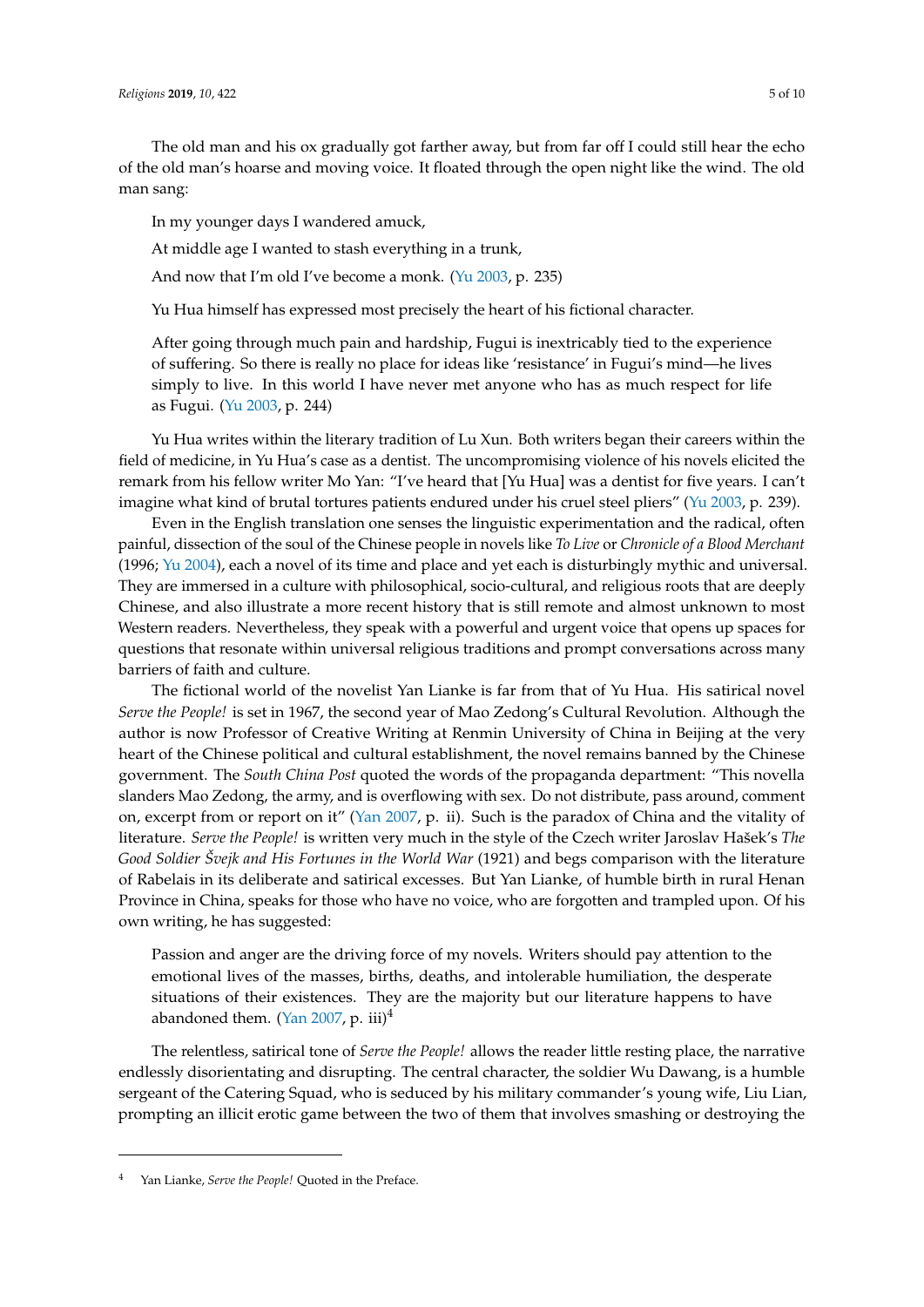The old man and his ox gradually got farther away, but from far off I could still hear the echo of the old man's hoarse and moving voice. It floated through the open night like the wind. The old man sang:

> In my younger days I wandered amuck,
>
> At middle age I wanted to stash everything in a trunk,
>
> And now that I'm old I've become a monk. (Yu 2003, p. 235)
>
> Yu Hua himself has expressed most precisely the heart of his fictional character.
>
> After going through much pain and hardship, Fugui is inextricably tied to the experience of suffering. So there is really no place for ideas like 'resistance' in Fugui's mind—he lives simply to live. In this world I have never met anyone who has as much respect for life as Fugui. (Yu 2003, p. 244)

Yu Hua writes within the literary tradition of Lu Xun. Both writers began their careers within the field of medicine, in Yu Hua's case as a dentist. The uncompromising violence of his novels elicited the remark from his fellow writer Mo Yan: "I've heard that [Yu Hua] was a dentist for five years. I can't imagine what kind of brutal tortures patients endured under his cruel steel pliers" (Yu 2003, p. 239).

Even in the English translation one senses the linguistic experimentation and the radical, often painful, dissection of the soul of the Chinese people in novels like *To Live* or *Chronicle of a Blood Merchant* (1996; Yu 2004), each a novel of its time and place and yet each is disturbingly mythic and universal. They are immersed in a culture with philosophical, socio-cultural, and religious roots that are deeply Chinese, and also illustrate a more recent history that is still remote and almost unknown to most Western readers. Nevertheless, they speak with a powerful and urgent voice that opens up spaces for questions that resonate within universal religious traditions and prompt conversations across many barriers of faith and culture.

The fictional world of the novelist Yan Lianke is far from that of Yu Hua. His satirical novel *Serve the People!* is set in 1967, the second year of Mao Zedong's Cultural Revolution. Although the author is now Professor of Creative Writing at Renmin University of China in Beijing at the very heart of the Chinese political and cultural establishment, the novel remains banned by the Chinese government. The *South China Post* quoted the words of the propaganda department: "This novella slanders Mao Zedong, the army, and is overflowing with sex. Do not distribute, pass around, comment on, excerpt from or report on it" (Yan 2007, p. ii). Such is the paradox of China and the vitality of literature. *Serve the People!* is written very much in the style of the Czech writer Jaroslav Hašek's *The Good Soldier Švejk and His Fortunes in the World War* (1921) and begs comparison with the literature of Rabelais in its deliberate and satirical excesses. But Yan Lianke, of humble birth in rural Henan Province in China, speaks for those who have no voice, who are forgotten and trampled upon. Of his own writing, he has suggested:

> Passion and anger are the driving force of my novels. Writers should pay attention to the emotional lives of the masses, births, deaths, and intolerable humiliation, the desperate situations of their existences. They are the majority but our literature happens to have abandoned them. (Yan 2007, p. iii)[4]

The relentless, satirical tone of *Serve the People!* allows the reader little resting place, the narrative endlessly disorientating and disrupting. The central character, the soldier Wu Dawang, is a humble sergeant of the Catering Squad, who is seduced by his military commander's young wife, Liu Lian, prompting an illicit erotic game between the two of them that involves smashing or destroying the

---

[4] Yan Lianke, *Serve the People!* Quoted in the Preface.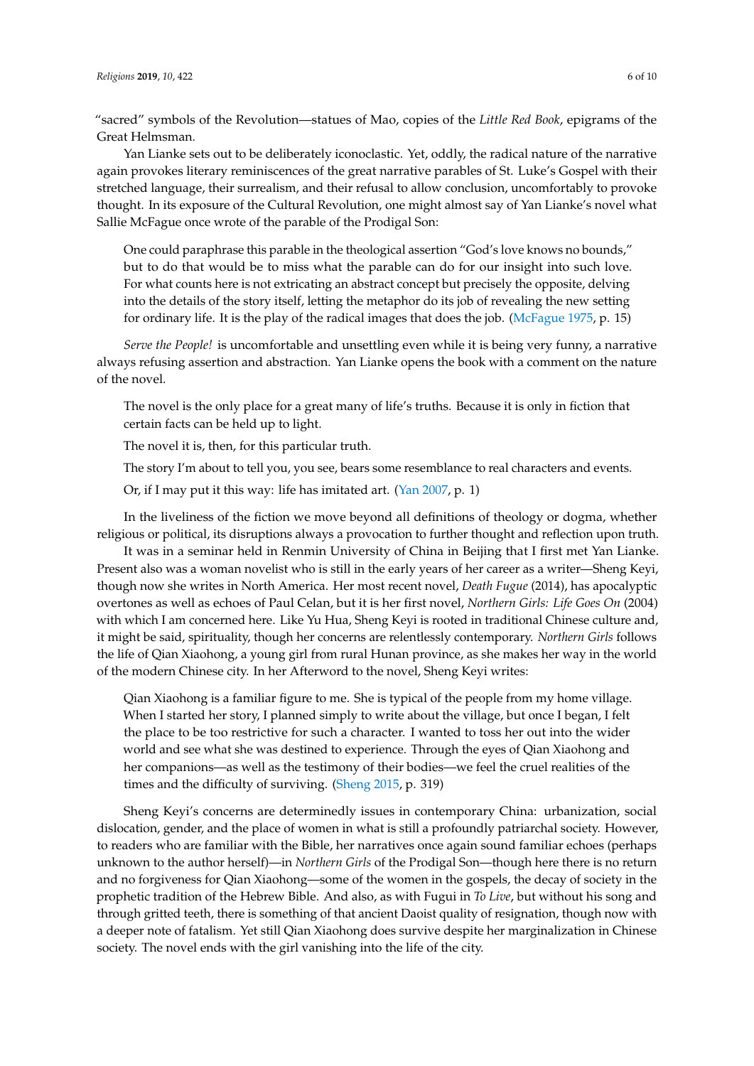"sacred" symbols of the Revolution—statues of Mao, copies of the *Little Red Book*, epigrams of the Great Helmsman.

Yan Lianke sets out to be deliberately iconoclastic. Yet, oddly, the radical nature of the narrative again provokes literary reminiscences of the great narrative parables of St. Luke's Gospel with their stretched language, their surrealism, and their refusal to allow conclusion, uncomfortably to provoke thought. In its exposure of the Cultural Revolution, one might almost say of Yan Lianke's novel what Sallie McFague once wrote of the parable of the Prodigal Son:

> One could paraphrase this parable in the theological assertion "God's love knows no bounds," but to do that would be to miss what the parable can do for our insight into such love. For what counts here is not extricating an abstract concept but precisely the opposite, delving into the details of the story itself, letting the metaphor do its job of revealing the new setting for ordinary life. It is the play of the radical images that does the job. (McFague 1975, p. 15)

*Serve the People!* is uncomfortable and unsettling even while it is being very funny, a narrative always refusing assertion and abstraction. Yan Lianke opens the book with a comment on the nature of the novel.

> The novel is the only place for a great many of life's truths. Because it is only in fiction that certain facts can be held up to light.
>
> The novel it is, then, for this particular truth.
>
> The story I'm about to tell you, you see, bears some resemblance to real characters and events.
>
> Or, if I may put it this way: life has imitated art. (Yan 2007, p. 1)

In the liveliness of the fiction we move beyond all definitions of theology or dogma, whether religious or political, its disruptions always a provocation to further thought and reflection upon truth.

It was in a seminar held in Renmin University of China in Beijing that I first met Yan Lianke. Present also was a woman novelist who is still in the early years of her career as a writer—Sheng Keyi, though now she writes in North America. Her most recent novel, *Death Fugue* (2014), has apocalyptic overtones as well as echoes of Paul Celan, but it is her first novel, *Northern Girls: Life Goes On* (2004) with which I am concerned here. Like Yu Hua, Sheng Keyi is rooted in traditional Chinese culture and, it might be said, spirituality, though her concerns are relentlessly contemporary. *Northern Girls* follows the life of Qian Xiaohong, a young girl from rural Hunan province, as she makes her way in the world of the modern Chinese city. In her Afterword to the novel, Sheng Keyi writes:

> Qian Xiaohong is a familiar figure to me. She is typical of the people from my home village. When I started her story, I planned simply to write about the village, but once I began, I felt the place to be too restrictive for such a character. I wanted to toss her out into the wider world and see what she was destined to experience. Through the eyes of Qian Xiaohong and her companions—as well as the testimony of their bodies—we feel the cruel realities of the times and the difficulty of surviving. (Sheng 2015, p. 319)

Sheng Keyi's concerns are determinedly issues in contemporary China: urbanization, social dislocation, gender, and the place of women in what is still a profoundly patriarchal society. However, to readers who are familiar with the Bible, her narratives once again sound familiar echoes (perhaps unknown to the author herself)—in *Northern Girls* of the Prodigal Son—though here there is no return and no forgiveness for Qian Xiaohong—some of the women in the gospels, the decay of society in the prophetic tradition of the Hebrew Bible. And also, as with Fugui in *To Live*, but without his song and through gritted teeth, there is something of that ancient Daoist quality of resignation, though now with a deeper note of fatalism. Yet still Qian Xiaohong does survive despite her marginalization in Chinese society. The novel ends with the girl vanishing into the life of the city.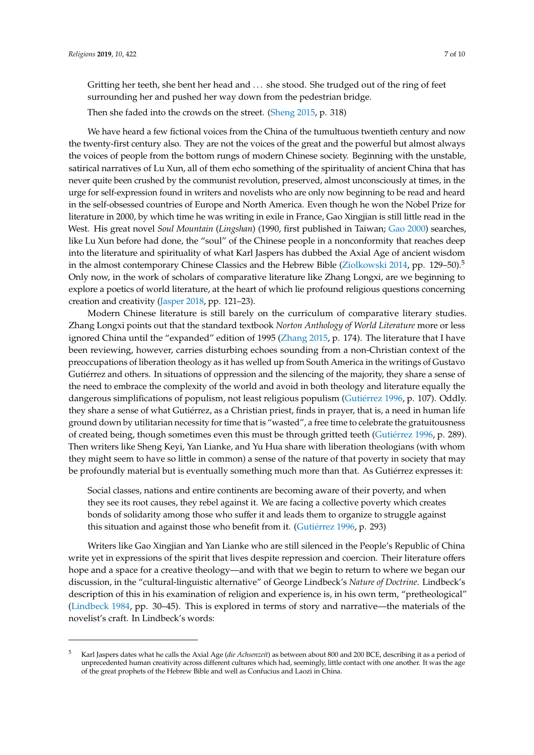Gritting her teeth, she bent her head and ... she stood. She trudged out of the ring of feet surrounding her and pushed her way down from the pedestrian bridge.

Then she faded into the crowds on the street. (Sheng 2015, p. 318)

We have heard a few fictional voices from the China of the tumultuous twentieth century and now the twenty-first century also. They are not the voices of the great and the powerful but almost always the voices of people from the bottom rungs of modern Chinese society. Beginning with the unstable, satirical narratives of Lu Xun, all of them echo something of the spirituality of ancient China that has never quite been crushed by the communist revolution, preserved, almost unconsciously at times, in the urge for self-expression found in writers and novelists who are only now beginning to be read and heard in the self-obsessed countries of Europe and North America. Even though he won the Nobel Prize for literature in 2000, by which time he was writing in exile in France, Gao Xingjian is still little read in the West. His great novel *Soul Mountain* (*Lingshan*) (1990, first published in Taiwan; Gao 2000) searches, like Lu Xun before had done, the "soul" of the Chinese people in a nonconformity that reaches deep into the literature and spirituality of what Karl Jaspers has dubbed the Axial Age of ancient wisdom in the almost contemporary Chinese Classics and the Hebrew Bible (Ziolkowski 2014, pp. 129–50).[5] Only now, in the work of scholars of comparative literature like Zhang Longxi, are we beginning to explore a poetics of world literature, at the heart of which lie profound religious questions concerning creation and creativity (Jasper 2018, pp. 121–23).

Modern Chinese literature is still barely on the curriculum of comparative literary studies. Zhang Longxi points out that the standard textbook *Norton Anthology of World Literature* more or less ignored China until the "expanded" edition of 1995 (Zhang 2015, p. 174). The literature that I have been reviewing, however, carries disturbing echoes sounding from a non-Christian context of the preoccupations of liberation theology as it has welled up from South America in the writings of Gustavo Gutiérrez and others. In situations of oppression and the silencing of the majority, they share a sense of the need to embrace the complexity of the world and avoid in both theology and literature equally the dangerous simplifications of populism, not least religious populism (Gutiérrez 1996, p. 107). Oddly. they share a sense of what Gutiérrez, as a Christian priest, finds in prayer, that is, a need in human life ground down by utilitarian necessity for time that is "wasted", a free time to celebrate the gratuitousness of created being, though sometimes even this must be through gritted teeth (Gutiérrez 1996, p. 289). Then writers like Sheng Keyi, Yan Lianke, and Yu Hua share with liberation theologians (with whom they might seem to have so little in common) a sense of the nature of that poverty in society that may be profoundly material but is eventually something much more than that. As Gutiérrez expresses it:

> Social classes, nations and entire continents are becoming aware of their poverty, and when they see its root causes, they rebel against it. We are facing a collective poverty which creates bonds of solidarity among those who suffer it and leads them to organize to struggle against this situation and against those who benefit from it. (Gutiérrez 1996, p. 293)

Writers like Gao Xingjian and Yan Lianke who are still silenced in the People's Republic of China write yet in expressions of the spirit that lives despite repression and coercion. Their literature offers hope and a space for a creative theology—and with that we begin to return to where we began our discussion, in the "cultural-linguistic alternative" of George Lindbeck's *Nature of Doctrine*. Lindbeck's description of this in his examination of religion and experience is, in his own term, "pretheological" (Lindbeck 1984, pp. 30–45). This is explored in terms of story and narrative—the materials of the novelist's craft. In Lindbeck's words:

---

[5] Karl Jaspers dates what he calls the Axial Age (*die Achsenzeit*) as between about 800 and 200 BCE, describing it as a period of unprecedented human creativity across different cultures which had, seemingly, little contact with one another. It was the age of the great prophets of the Hebrew Bible and well as Confucius and Laozi in China.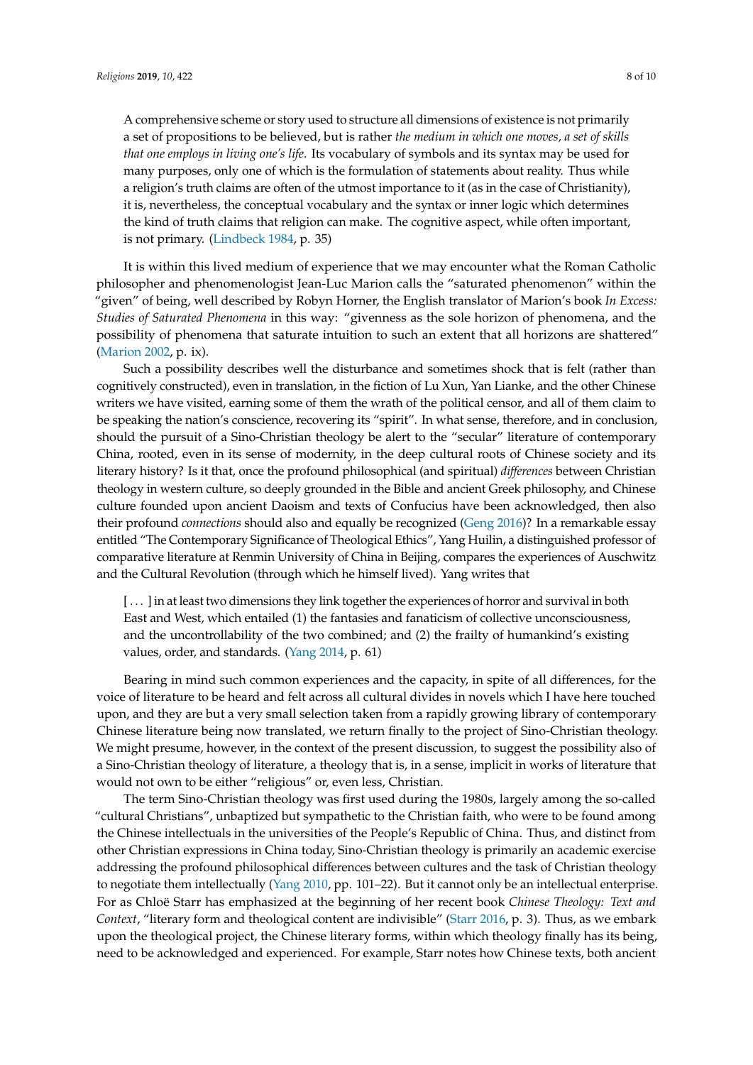> A comprehensive scheme or story used to structure all dimensions of existence is not primarily a set of propositions to be believed, but is rather *the medium in which one moves, a set of skills that one employs in living one's life*. Its vocabulary of symbols and its syntax may be used for many purposes, only one of which is the formulation of statements about reality. Thus while a religion's truth claims are often of the utmost importance to it (as in the case of Christianity), it is, nevertheless, the conceptual vocabulary and the syntax or inner logic which determines the kind of truth claims that religion can make. The cognitive aspect, while often important, is not primary. (Lindbeck 1984, p. 35)

It is within this lived medium of experience that we may encounter what the Roman Catholic philosopher and phenomenologist Jean-Luc Marion calls the "saturated phenomenon" within the "given" of being, well described by Robyn Horner, the English translator of Marion's book *In Excess: Studies of Saturated Phenomena* in this way: "givenness as the sole horizon of phenomena, and the possibility of phenomena that saturate intuition to such an extent that all horizons are shattered" (Marion 2002, p. ix).

Such a possibility describes well the disturbance and sometimes shock that is felt (rather than cognitively constructed), even in translation, in the fiction of Lu Xun, Yan Lianke, and the other Chinese writers we have visited, earning some of them the wrath of the political censor, and all of them claim to be speaking the nation's conscience, recovering its "spirit". In what sense, therefore, and in conclusion, should the pursuit of a Sino-Christian theology be alert to the "secular" literature of contemporary China, rooted, even in its sense of modernity, in the deep cultural roots of Chinese society and its literary history? Is it that, once the profound philosophical (and spiritual) *differences* between Christian theology in western culture, so deeply grounded in the Bible and ancient Greek philosophy, and Chinese culture founded upon ancient Daoism and texts of Confucius have been acknowledged, then also their profound *connections* should also and equally be recognized (Geng 2016)? In a remarkable essay entitled "The Contemporary Significance of Theological Ethics", Yang Huilin, a distinguished professor of comparative literature at Renmin University of China in Beijing, compares the experiences of Auschwitz and the Cultural Revolution (through which he himself lived). Yang writes that

> [ . . . ] in at least two dimensions they link together the experiences of horror and survival in both East and West, which entailed (1) the fantasies and fanaticism of collective unconsciousness, and the uncontrollability of the two combined; and (2) the frailty of humankind's existing values, order, and standards. (Yang 2014, p. 61)

Bearing in mind such common experiences and the capacity, in spite of all differences, for the voice of literature to be heard and felt across all cultural divides in novels which I have here touched upon, and they are but a very small selection taken from a rapidly growing library of contemporary Chinese literature being now translated, we return finally to the project of Sino-Christian theology. We might presume, however, in the context of the present discussion, to suggest the possibility also of a Sino-Christian theology of literature, a theology that is, in a sense, implicit in works of literature that would not own to be either "religious" or, even less, Christian.

The term Sino-Christian theology was first used during the 1980s, largely among the so-called "cultural Christians", unbaptized but sympathetic to the Christian faith, who were to be found among the Chinese intellectuals in the universities of the People's Republic of China. Thus, and distinct from other Christian expressions in China today, Sino-Christian theology is primarily an academic exercise addressing the profound philosophical differences between cultures and the task of Christian theology to negotiate them intellectually (Yang 2010, pp. 101–22). But it cannot only be an intellectual enterprise. For as Chloë Starr has emphasized at the beginning of her recent book *Chinese Theology: Text and Context*, "literary form and theological content are indivisible" (Starr 2016, p. 3). Thus, as we embark upon the theological project, the Chinese literary forms, within which theology finally has its being, need to be acknowledged and experienced. For example, Starr notes how Chinese texts, both ancient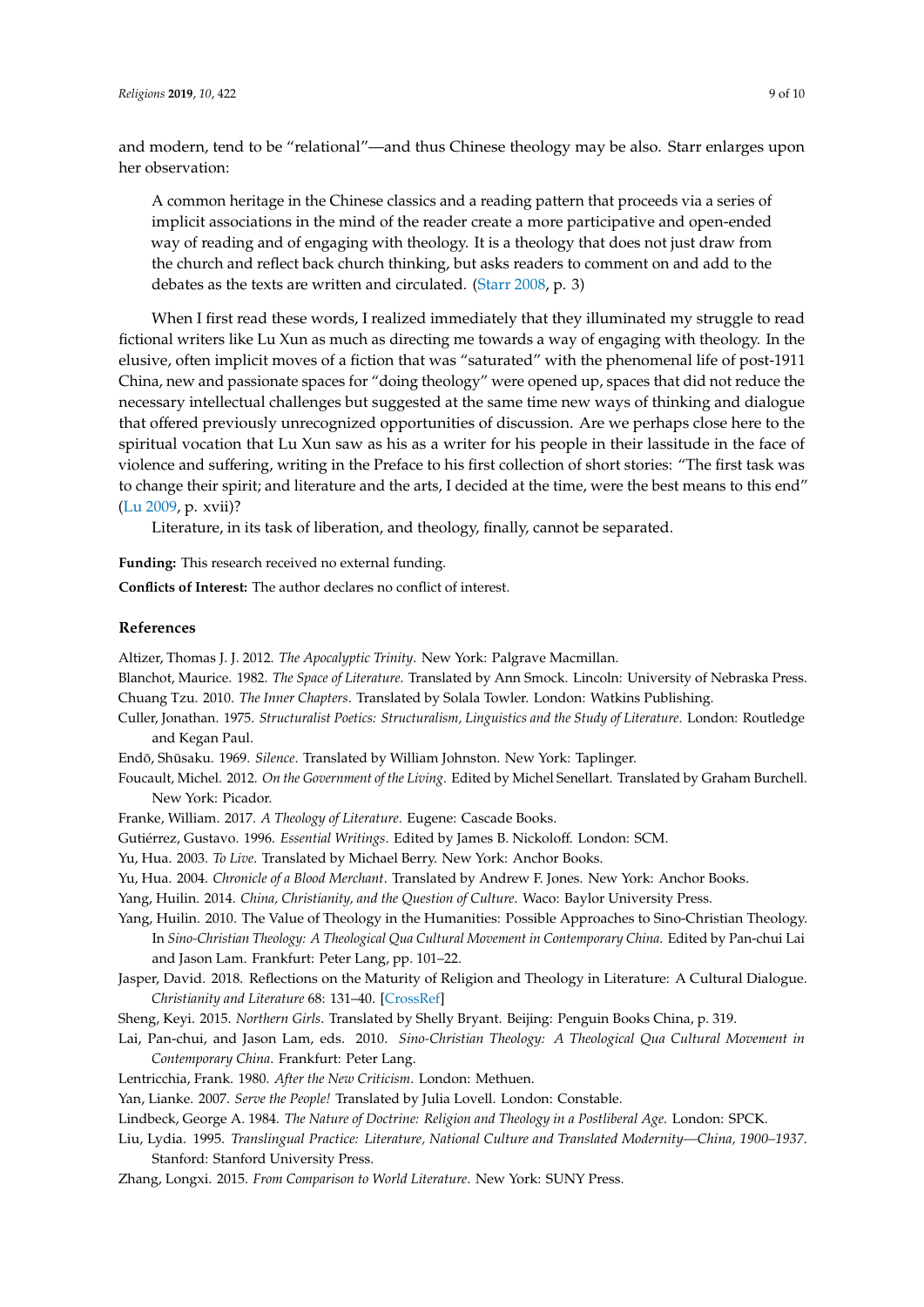and modern, tend to be "relational"—and thus Chinese theology may be also. Starr enlarges upon her observation:

> A common heritage in the Chinese classics and a reading pattern that proceeds via a series of implicit associations in the mind of the reader create a more participative and open-ended way of reading and of engaging with theology. It is a theology that does not just draw from the church and reflect back church thinking, but asks readers to comment on and add to the debates as the texts are written and circulated. (Starr 2008, p. 3)

When I first read these words, I realized immediately that they illuminated my struggle to read fictional writers like Lu Xun as much as directing me towards a way of engaging with theology. In the elusive, often implicit moves of a fiction that was "saturated" with the phenomenal life of post-1911 China, new and passionate spaces for "doing theology" were opened up, spaces that did not reduce the necessary intellectual challenges but suggested at the same time new ways of thinking and dialogue that offered previously unrecognized opportunities of discussion. Are we perhaps close here to the spiritual vocation that Lu Xun saw as his as a writer for his people in their lassitude in the face of violence and suffering, writing in the Preface to his first collection of short stories: "The first task was to change their spirit; and literature and the arts, I decided at the time, were the best means to this end" (Lu 2009, p. xvii)?

Literature, in its task of liberation, and theology, finally, cannot be separated.

**Funding:** This research received no external funding.

**Conflicts of Interest:** The author declares no conflict of interest.

### References

Altizer, Thomas J. J. 2012. *The Apocalyptic Trinity*. New York: Palgrave Macmillan.

Blanchot, Maurice. 1982. *The Space of Literature*. Translated by Ann Smock. Lincoln: University of Nebraska Press.

Chuang Tzu. 2010. *The Inner Chapters*. Translated by Solala Towler. London: Watkins Publishing.

Culler, Jonathan. 1975. *Structuralist Poetics: Structuralism, Linguistics and the Study of Literature*. London: Routledge and Kegan Paul.

Endō, Shūsaku. 1969. *Silence*. Translated by William Johnston. New York: Taplinger.

Foucault, Michel. 2012. *On the Government of the Living*. Edited by Michel Senellart. Translated by Graham Burchell. New York: Picador.

Franke, William. 2017. *A Theology of Literature*. Eugene: Cascade Books.

Gutiérrez, Gustavo. 1996. *Essential Writings*. Edited by James B. Nickoloff. London: SCM.

Yu, Hua. 2003. *To Live*. Translated by Michael Berry. New York: Anchor Books.

Yu, Hua. 2004. *Chronicle of a Blood Merchant*. Translated by Andrew F. Jones. New York: Anchor Books.

Yang, Huilin. 2014. *China, Christianity, and the Question of Culture*. Waco: Baylor University Press.

Yang, Huilin. 2010. The Value of Theology in the Humanities: Possible Approaches to Sino-Christian Theology. In *Sino-Christian Theology: A Theological Qua Cultural Movement in Contemporary China*. Edited by Pan-chui Lai and Jason Lam. Frankfurt: Peter Lang, pp. 101–22.

Jasper, David. 2018. Reflections on the Maturity of Religion and Theology in Literature: A Cultural Dialogue. *Christianity and Literature* 68: 131–40. [CrossRef]

Sheng, Keyi. 2015. *Northern Girls*. Translated by Shelly Bryant. Beijing: Penguin Books China, p. 319.

Lai, Pan-chui, and Jason Lam, eds. 2010. *Sino-Christian Theology: A Theological Qua Cultural Movement in Contemporary China*. Frankfurt: Peter Lang.

Lentricchia, Frank. 1980. *After the New Criticism*. London: Methuen.

Yan, Lianke. 2007. *Serve the People!* Translated by Julia Lovell. London: Constable.

Lindbeck, George A. 1984. *The Nature of Doctrine: Religion and Theology in a Postliberal Age*. London: SPCK.

Liu, Lydia. 1995. *Translingual Practice: Literature, National Culture and Translated Modernity—China, 1900–1937*. Stanford: Stanford University Press.

Zhang, Longxi. 2015. *From Comparison to World Literature*. New York: SUNY Press.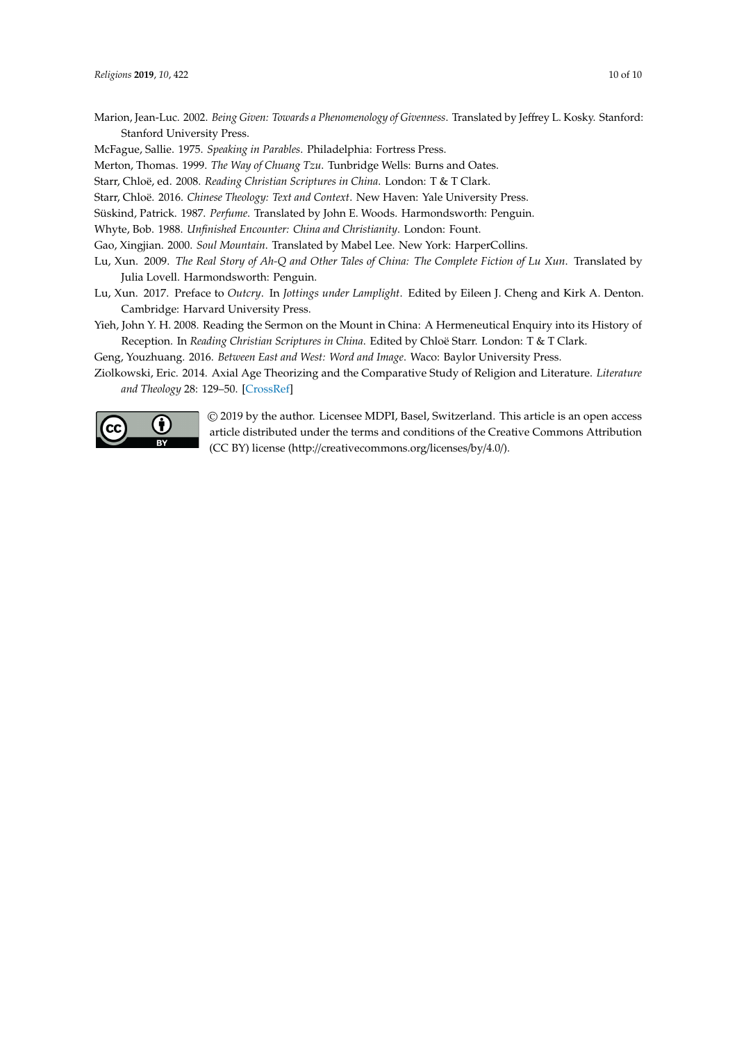Marion, Jean-Luc. 2002. *Being Given: Towards a Phenomenology of Givenness*. Translated by Jeffrey L. Kosky. Stanford: Stanford University Press.

McFague, Sallie. 1975. *Speaking in Parables*. Philadelphia: Fortress Press.

Merton, Thomas. 1999. *The Way of Chuang Tzu*. Tunbridge Wells: Burns and Oates.

Starr, Chloë, ed. 2008. *Reading Christian Scriptures in China*. London: T & T Clark.

Starr, Chloë. 2016. *Chinese Theology: Text and Context*. New Haven: Yale University Press.

Süskind, Patrick. 1987. *Perfume*. Translated by John E. Woods. Harmondsworth: Penguin.

Whyte, Bob. 1988. *Unfinished Encounter: China and Christianity*. London: Fount.

Gao, Xingjian. 2000. *Soul Mountain*. Translated by Mabel Lee. New York: HarperCollins.

Lu, Xun. 2009. *The Real Story of Ah-Q and Other Tales of China: The Complete Fiction of Lu Xun*. Translated by Julia Lovell. Harmondsworth: Penguin.

Lu, Xun. 2017. Preface to *Outcry*. In *Jottings under Lamplight*. Edited by Eileen J. Cheng and Kirk A. Denton. Cambridge: Harvard University Press.

Yieh, John Y. H. 2008. Reading the Sermon on the Mount in China: A Hermeneutical Enquiry into its History of Reception. In *Reading Christian Scriptures in China*. Edited by Chloë Starr. London: T & T Clark.

Geng, Youzhuang. 2016. *Between East and West: Word and Image*. Waco: Baylor University Press.

Ziolkowski, Eric. 2014. Axial Age Theorizing and the Comparative Study of Religion and Literature. *Literature and Theology* 28: 129–50. [CrossRef]

© 2019 by the author. Licensee MDPI, Basel, Switzerland. This article is an open access article distributed under the terms and conditions of the Creative Commons Attribution (CC BY) license (http://creativecommons.org/licenses/by/4.0/).